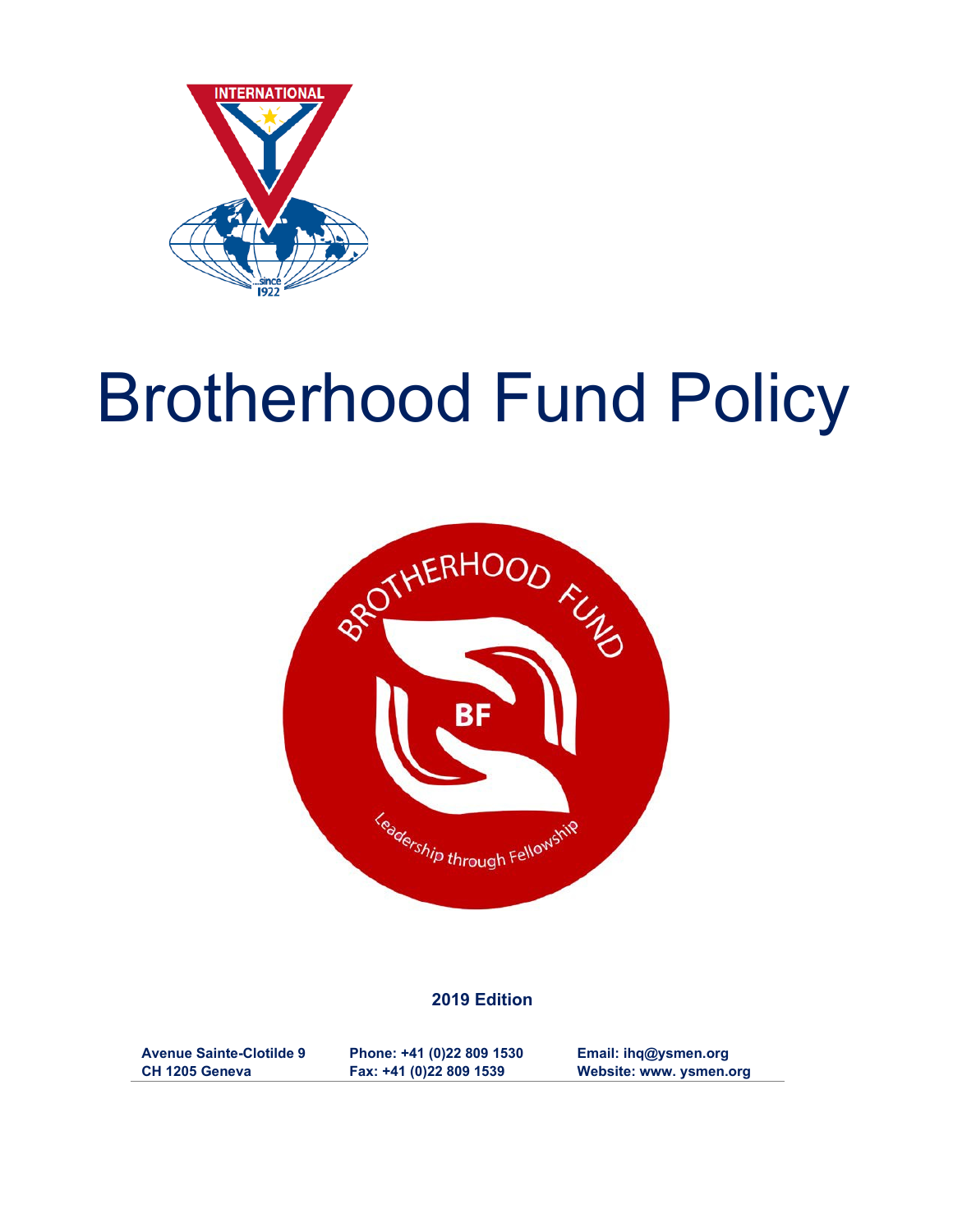# Brotherhood Fund Policy

**2019 Edition**

**Avenue Sainte-Clotilde 9**
**CH 1205 Geneva**

**Phone: +41 (0)22 809 1530**
**Fax: +41 (0)22 809 1539**

**Email: ihq@ysmen.org**
**Website: www. ysmen.org**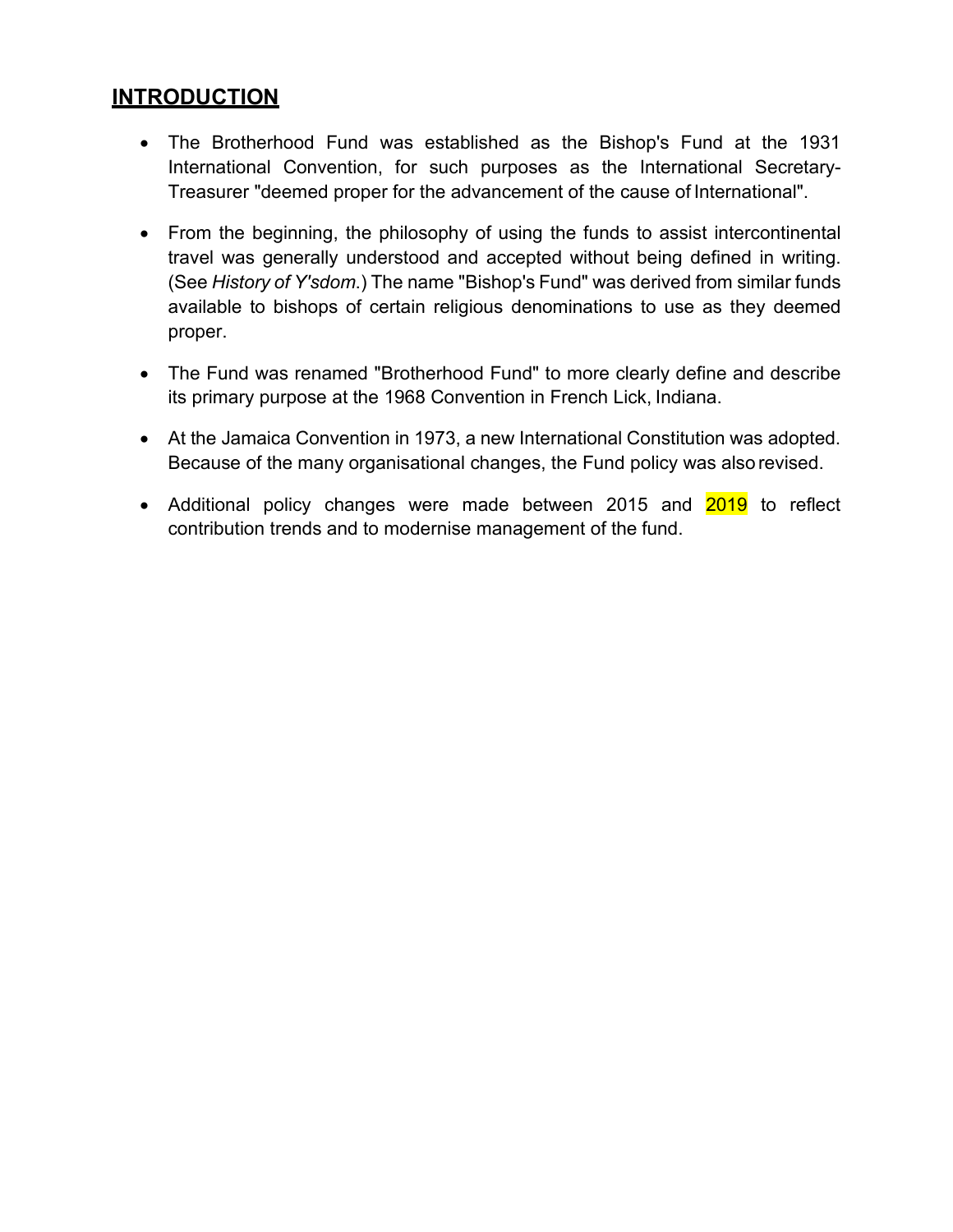## INTRODUCTION

- The Brotherhood Fund was established as the Bishop's Fund at the 1931 International Convention, for such purposes as the International Secretary-Treasurer "deemed proper for the advancement of the cause of International".
- From the beginning, the philosophy of using the funds to assist intercontinental travel was generally understood and accepted without being defined in writing. (See *History of Y'sdom.*) The name "Bishop's Fund" was derived from similar funds available to bishops of certain religious denominations to use as they deemed proper.
- The Fund was renamed "Brotherhood Fund" to more clearly define and describe its primary purpose at the 1968 Convention in French Lick, Indiana.
- At the Jamaica Convention in 1973, a new International Constitution was adopted. Because of the many organisational changes, the Fund policy was also revised.
- Additional policy changes were made between 2015 and 2019 to reflect contribution trends and to modernise management of the fund.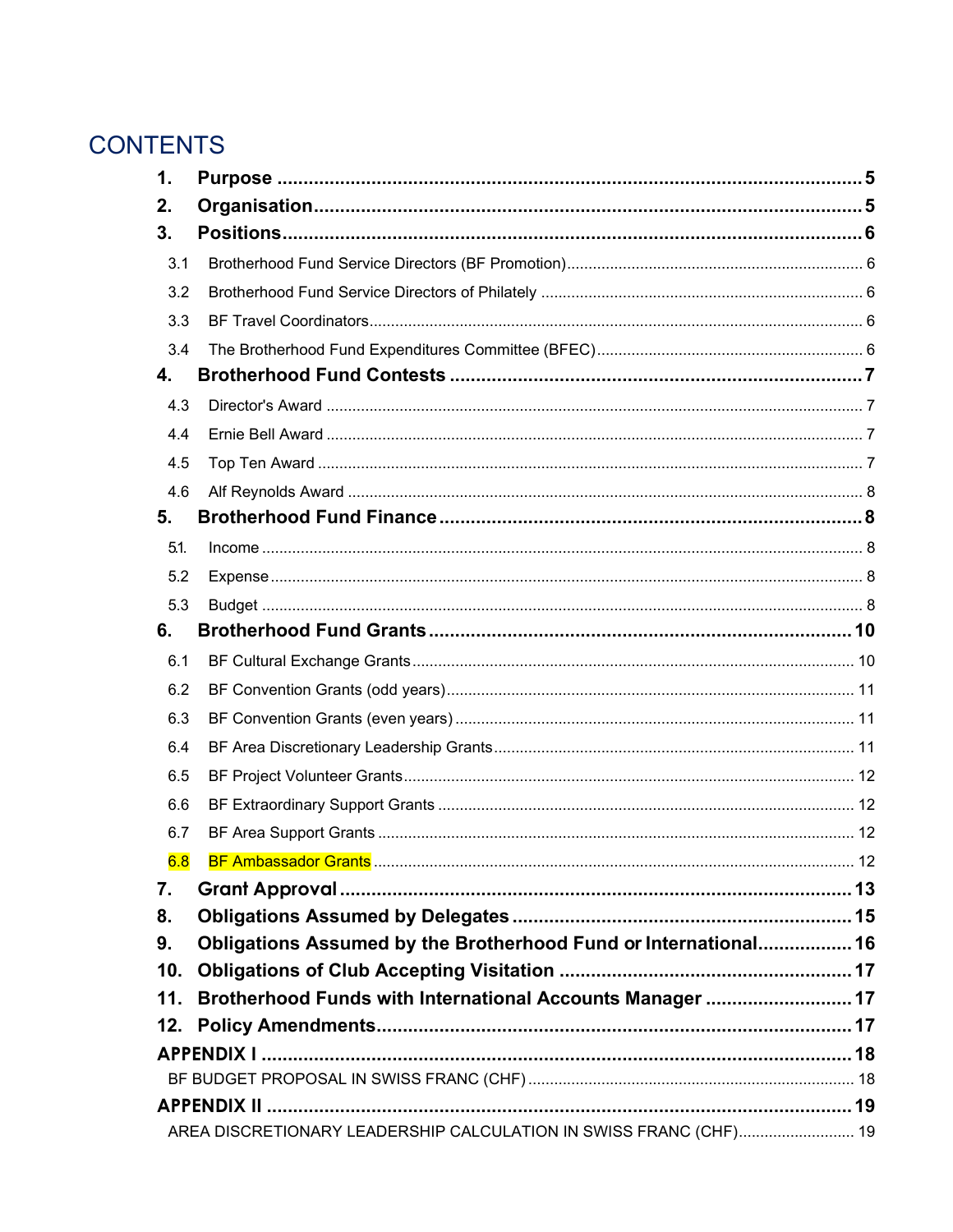# CONTENTS

- **1. Purpose** ........ 5
- **2. Organisation** ........ 5
- **3. Positions** ........ 6
  - 3.1 Brotherhood Fund Service Directors (BF Promotion) ........ 6
  - 3.2 Brotherhood Fund Service Directors of Philately ........ 6
  - 3.3 BF Travel Coordinators ........ 6
  - 3.4 The Brotherhood Fund Expenditures Committee (BFEC) ........ 6
- **4. Brotherhood Fund Contests** ........ 7
  - 4.3 Director's Award ........ 7
  - 4.4 Ernie Bell Award ........ 7
  - 4.5 Top Ten Award ........ 7
  - 4.6 Alf Reynolds Award ........ 8
- **5. Brotherhood Fund Finance** ........ 8
  - 5.1. Income ........ 8
  - 5.2 Expense ........ 8
  - 5.3 Budget ........ 8
- **6. Brotherhood Fund Grants** ........ 10
  - 6.1 BF Cultural Exchange Grants ........ 10
  - 6.2 BF Convention Grants (odd years) ........ 11
  - 6.3 BF Convention Grants (even years) ........ 11
  - 6.4 BF Area Discretionary Leadership Grants ........ 11
  - 6.5 BF Project Volunteer Grants ........ 12
  - 6.6 BF Extraordinary Support Grants ........ 12
  - 6.7 BF Area Support Grants ........ 12
  - 6.8 BF Ambassador Grants ........ 12
- **7. Grant Approval** ........ 13
- **8. Obligations Assumed by Delegates** ........ 15
- **9. Obligations Assumed by the Brotherhood Fund or International** ........ 16
- **10. Obligations of Club Accepting Visitation** ........ 17
- **11. Brotherhood Funds with International Accounts Manager** ........ 17
- **12. Policy Amendments** ........ 17
- **APPENDIX I** ........ 18
  - BF BUDGET PROPOSAL IN SWISS FRANC (CHF) ........ 18
- **APPENDIX II** ........ 19
  - AREA DISCRETIONARY LEADERSHIP CALCULATION IN SWISS FRANC (CHF) ........ 19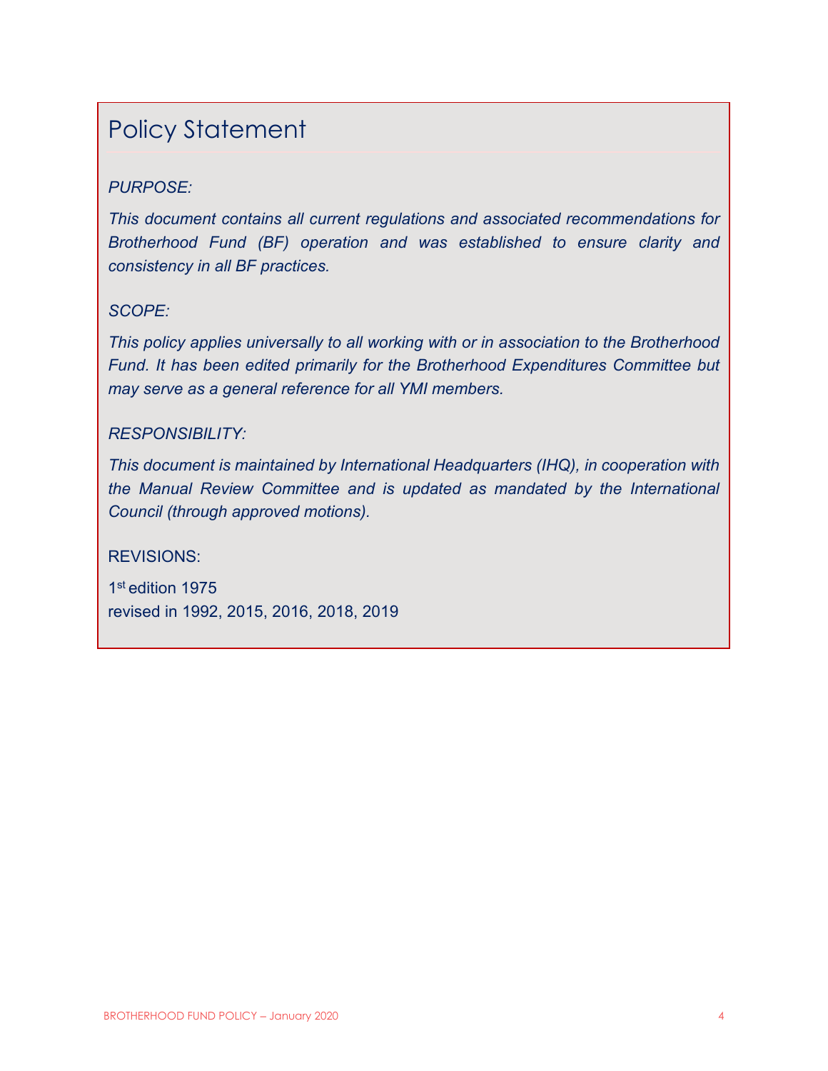## Policy Statement

*PURPOSE:*

*This document contains all current regulations and associated recommendations for Brotherhood Fund (BF) operation and was established to ensure clarity and consistency in all BF practices.*

*SCOPE:*

*This policy applies universally to all working with or in association to the Brotherhood Fund. It has been edited primarily for the Brotherhood Expenditures Committee but may serve as a general reference for all YMI members.*

*RESPONSIBILITY:*

*This document is maintained by International Headquarters (IHQ), in cooperation with the Manual Review Committee and is updated as mandated by the International Council (through approved motions).*

REVISIONS:

1st edition 1975
revised in 1992, 2015, 2016, 2018, 2019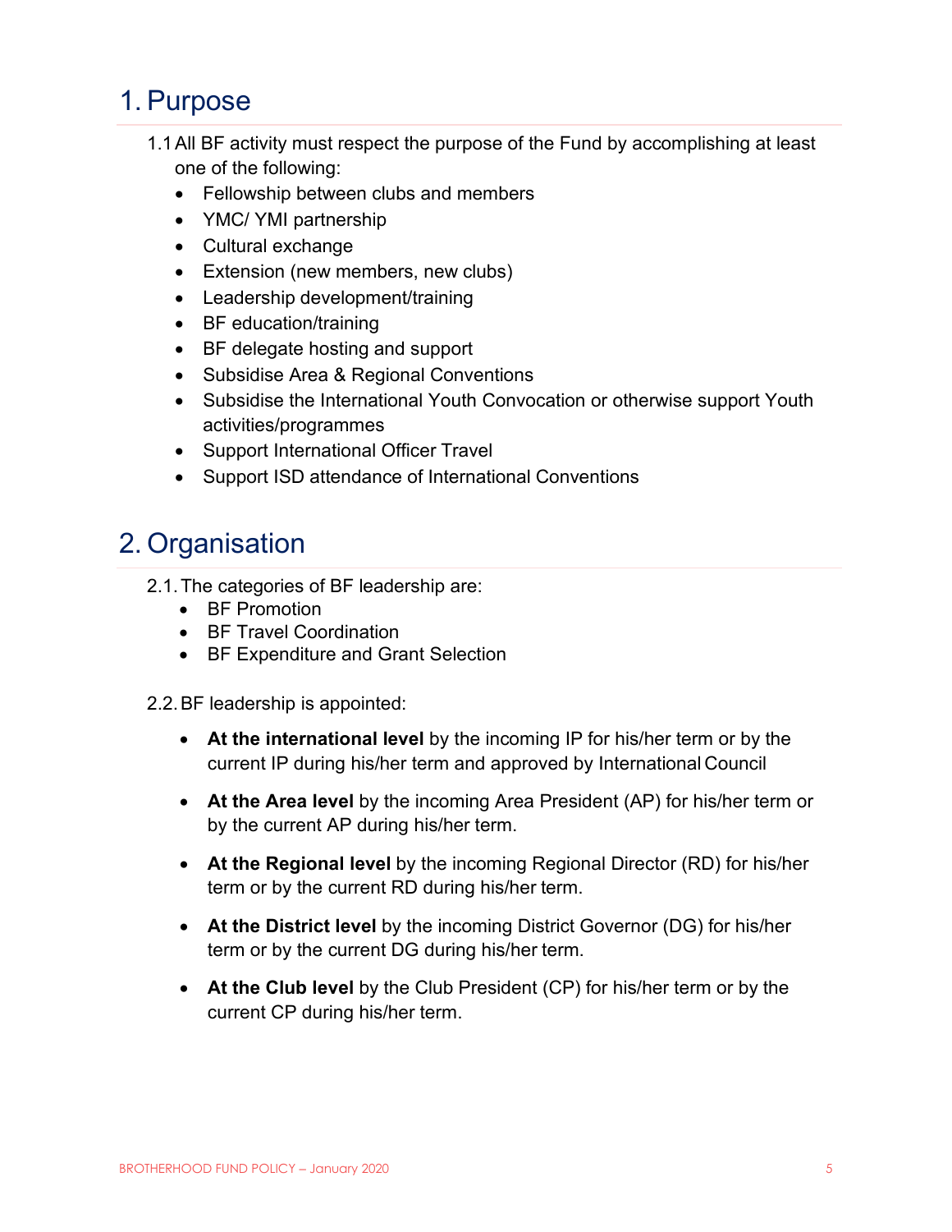# 1. Purpose

1.1 All BF activity must respect the purpose of the Fund by accomplishing at least one of the following:

- Fellowship between clubs and members
- YMC/ YMI partnership
- Cultural exchange
- Extension (new members, new clubs)
- Leadership development/training
- BF education/training
- BF delegate hosting and support
- Subsidise Area & Regional Conventions
- Subsidise the International Youth Convocation or otherwise support Youth activities/programmes
- Support International Officer Travel
- Support ISD attendance of International Conventions

# 2. Organisation

2.1. The categories of BF leadership are:

- BF Promotion
- BF Travel Coordination
- BF Expenditure and Grant Selection

2.2. BF leadership is appointed:

- **At the international level** by the incoming IP for his/her term or by the current IP during his/her term and approved by International Council
- **At the Area level** by the incoming Area President (AP) for his/her term or by the current AP during his/her term.
- **At the Regional level** by the incoming Regional Director (RD) for his/her term or by the current RD during his/her term.
- **At the District level** by the incoming District Governor (DG) for his/her term or by the current DG during his/her term.
- **At the Club level** by the Club President (CP) for his/her term or by the current CP during his/her term.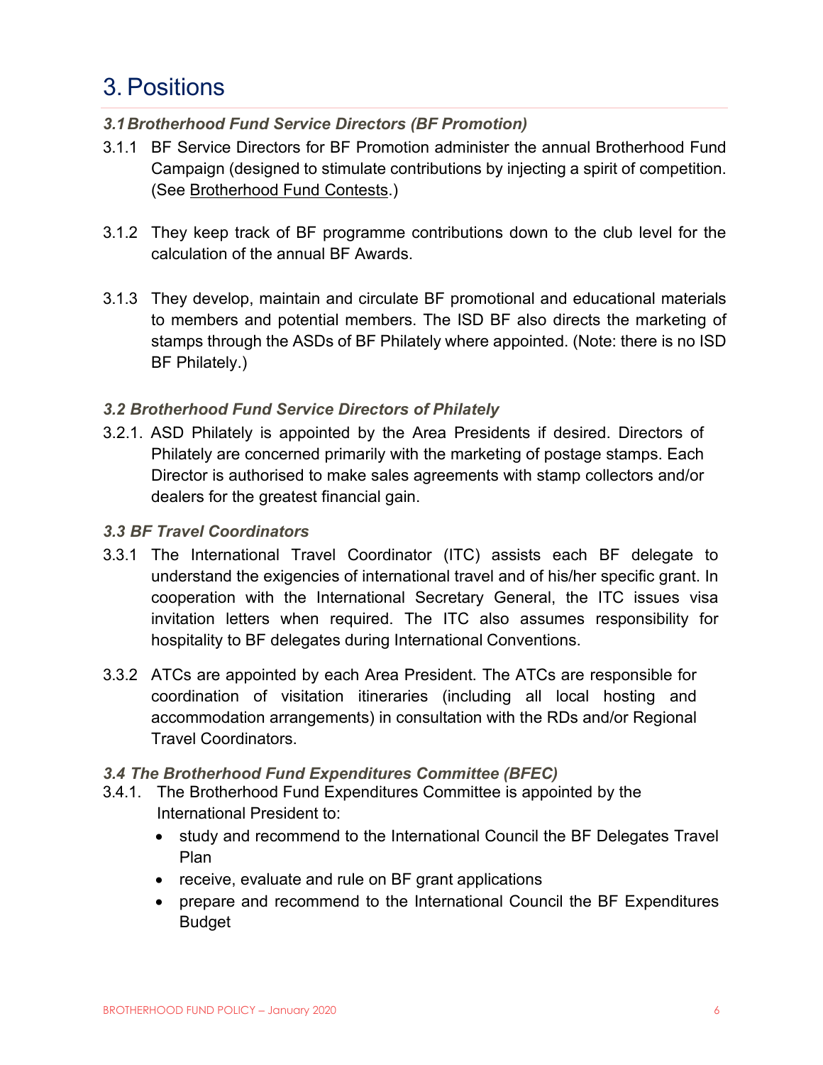# 3. Positions

### *3.1 Brotherhood Fund Service Directors (BF Promotion)*

3.1.1 BF Service Directors for BF Promotion administer the annual Brotherhood Fund Campaign (designed to stimulate contributions by injecting a spirit of competition. (See Brotherhood Fund Contests.)

3.1.2 They keep track of BF programme contributions down to the club level for the calculation of the annual BF Awards.

3.1.3 They develop, maintain and circulate BF promotional and educational materials to members and potential members. The ISD BF also directs the marketing of stamps through the ASDs of BF Philately where appointed. (Note: there is no ISD BF Philately.)

### *3.2 Brotherhood Fund Service Directors of Philately*

3.2.1. ASD Philately is appointed by the Area Presidents if desired. Directors of Philately are concerned primarily with the marketing of postage stamps. Each Director is authorised to make sales agreements with stamp collectors and/or dealers for the greatest financial gain.

### *3.3 BF Travel Coordinators*

3.3.1 The International Travel Coordinator (ITC) assists each BF delegate to understand the exigencies of international travel and of his/her specific grant. In cooperation with the International Secretary General, the ITC issues visa invitation letters when required. The ITC also assumes responsibility for hospitality to BF delegates during International Conventions.

3.3.2 ATCs are appointed by each Area President. The ATCs are responsible for coordination of visitation itineraries (including all local hosting and accommodation arrangements) in consultation with the RDs and/or Regional Travel Coordinators.

### *3.4 The Brotherhood Fund Expenditures Committee (BFEC)*

3.4.1. The Brotherhood Fund Expenditures Committee is appointed by the International President to:

- study and recommend to the International Council the BF Delegates Travel Plan
- receive, evaluate and rule on BF grant applications
- prepare and recommend to the International Council the BF Expenditures Budget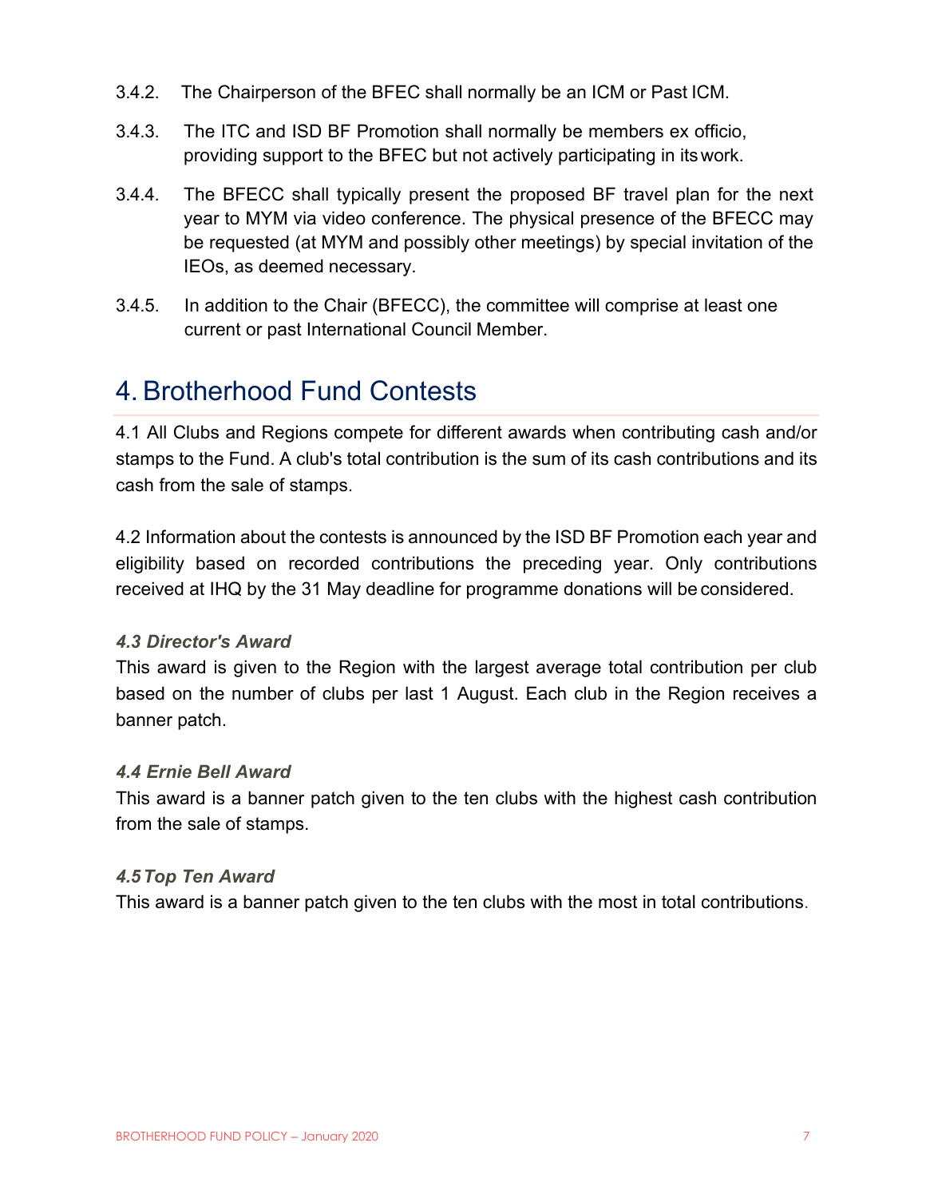3.4.2. The Chairperson of the BFEC shall normally be an ICM or Past ICM.

3.4.3. The ITC and ISD BF Promotion shall normally be members ex officio, providing support to the BFEC but not actively participating in its work.

3.4.4. The BFECC shall typically present the proposed BF travel plan for the next year to MYM via video conference. The physical presence of the BFECC may be requested (at MYM and possibly other meetings) by special invitation of the IEOs, as deemed necessary.

3.4.5. In addition to the Chair (BFECC), the committee will comprise at least one current or past International Council Member.

# 4. Brotherhood Fund Contests

4.1 All Clubs and Regions compete for different awards when contributing cash and/or stamps to the Fund. A club's total contribution is the sum of its cash contributions and its cash from the sale of stamps.

4.2 Information about the contests is announced by the ISD BF Promotion each year and eligibility based on recorded contributions the preceding year. Only contributions received at IHQ by the 31 May deadline for programme donations will be considered.

### *4.3 Director's Award*

This award is given to the Region with the largest average total contribution per club based on the number of clubs per last 1 August. Each club in the Region receives a banner patch.

### *4.4 Ernie Bell Award*

This award is a banner patch given to the ten clubs with the highest cash contribution from the sale of stamps.

### *4.5 Top Ten Award*

This award is a banner patch given to the ten clubs with the most in total contributions.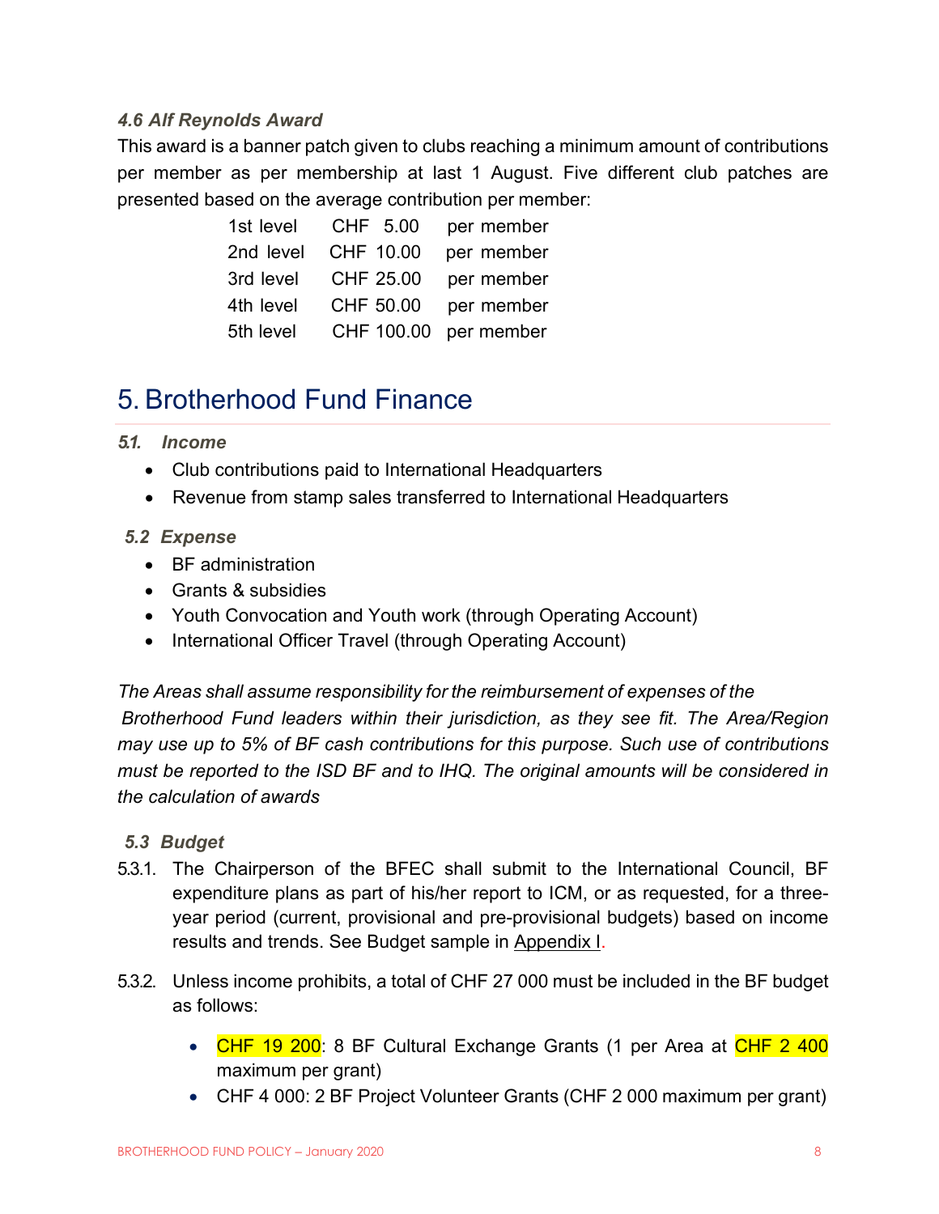### *4.6 Alf Reynolds Award*

This award is a banner patch given to clubs reaching a minimum amount of contributions per member as per membership at last 1 August. Five different club patches are presented based on the average contribution per member:

| | | |
|---|---|---|
| 1st level | CHF 5.00 | per member |
| 2nd level | CHF 10.00 | per member |
| 3rd level | CHF 25.00 | per member |
| 4th level | CHF 50.00 | per member |
| 5th level | CHF 100.00 | per member |

# 5. Brotherhood Fund Finance

### *5.1. Income*

- Club contributions paid to International Headquarters
- Revenue from stamp sales transferred to International Headquarters

### *5.2 Expense*

- BF administration
- Grants & subsidies
- Youth Convocation and Youth work (through Operating Account)
- International Officer Travel (through Operating Account)

*The Areas shall assume responsibility for the reimbursement of expenses of the Brotherhood Fund leaders within their jurisdiction, as they see fit. The Area/Region may use up to 5% of BF cash contributions for this purpose. Such use of contributions must be reported to the ISD BF and to IHQ. The original amounts will be considered in the calculation of awards*

### *5.3 Budget*

5.3.1. The Chairperson of the BFEC shall submit to the International Council, BF expenditure plans as part of his/her report to ICM, or as requested, for a three-year period (current, provisional and pre-provisional budgets) based on income results and trends. See Budget sample in Appendix I.

5.3.2. Unless income prohibits, a total of CHF 27 000 must be included in the BF budget as follows:

- CHF 19 200: 8 BF Cultural Exchange Grants (1 per Area at CHF 2 400 maximum per grant)
- CHF 4 000: 2 BF Project Volunteer Grants (CHF 2 000 maximum per grant)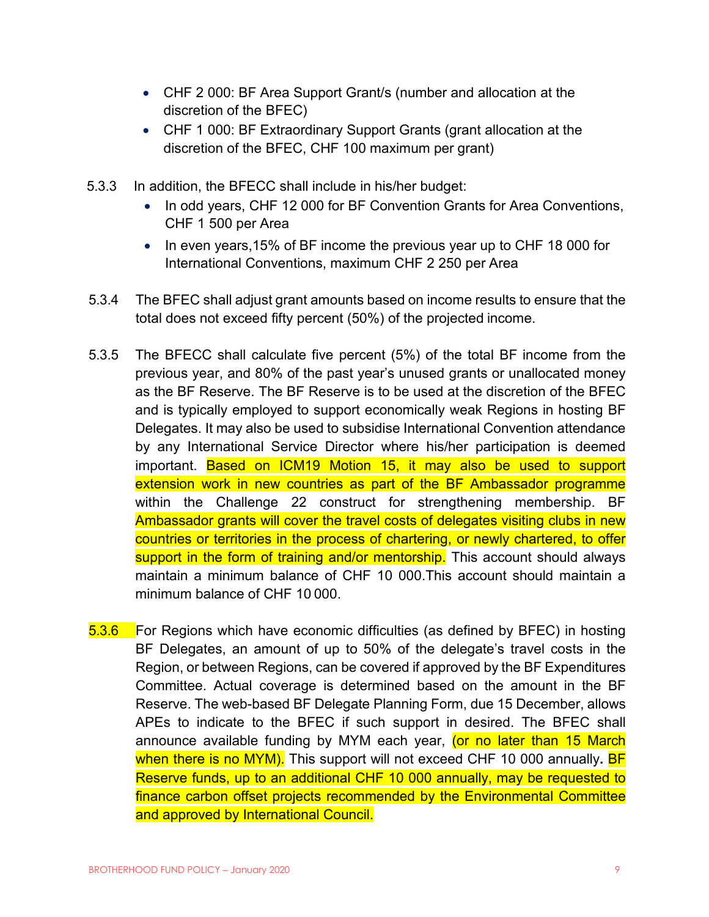- CHF 2 000: BF Area Support Grant/s (number and allocation at the discretion of the BFEC)
- CHF 1 000: BF Extraordinary Support Grants (grant allocation at the discretion of the BFEC, CHF 100 maximum per grant)

5.3.3 In addition, the BFECC shall include in his/her budget:

- In odd years, CHF 12 000 for BF Convention Grants for Area Conventions, CHF 1 500 per Area
- In even years,15% of BF income the previous year up to CHF 18 000 for International Conventions, maximum CHF 2 250 per Area

5.3.4 The BFEC shall adjust grant amounts based on income results to ensure that the total does not exceed fifty percent (50%) of the projected income.

5.3.5 The BFECC shall calculate five percent (5%) of the total BF income from the previous year, and 80% of the past year's unused grants or unallocated money as the BF Reserve. The BF Reserve is to be used at the discretion of the BFEC and is typically employed to support economically weak Regions in hosting BF Delegates. It may also be used to subsidise International Convention attendance by any International Service Director where his/her participation is deemed important. Based on ICM19 Motion 15, it may also be used to support extension work in new countries as part of the BF Ambassador programme within the Challenge 22 construct for strengthening membership. BF Ambassador grants will cover the travel costs of delegates visiting clubs in new countries or territories in the process of chartering, or newly chartered, to offer support in the form of training and/or mentorship. This account should always maintain a minimum balance of CHF 10 000.This account should maintain a minimum balance of CHF 10 000.

5.3.6 For Regions which have economic difficulties (as defined by BFEC) in hosting BF Delegates, an amount of up to 50% of the delegate's travel costs in the Region, or between Regions, can be covered if approved by the BF Expenditures Committee. Actual coverage is determined based on the amount in the BF Reserve. The web-based BF Delegate Planning Form, due 15 December, allows APEs to indicate to the BFEC if such support in desired. The BFEC shall announce available funding by MYM each year, (or no later than 15 March when there is no MYM). This support will not exceed CHF 10 000 annually**.** BF Reserve funds, up to an additional CHF 10 000 annually, may be requested to finance carbon offset projects recommended by the Environmental Committee and approved by International Council.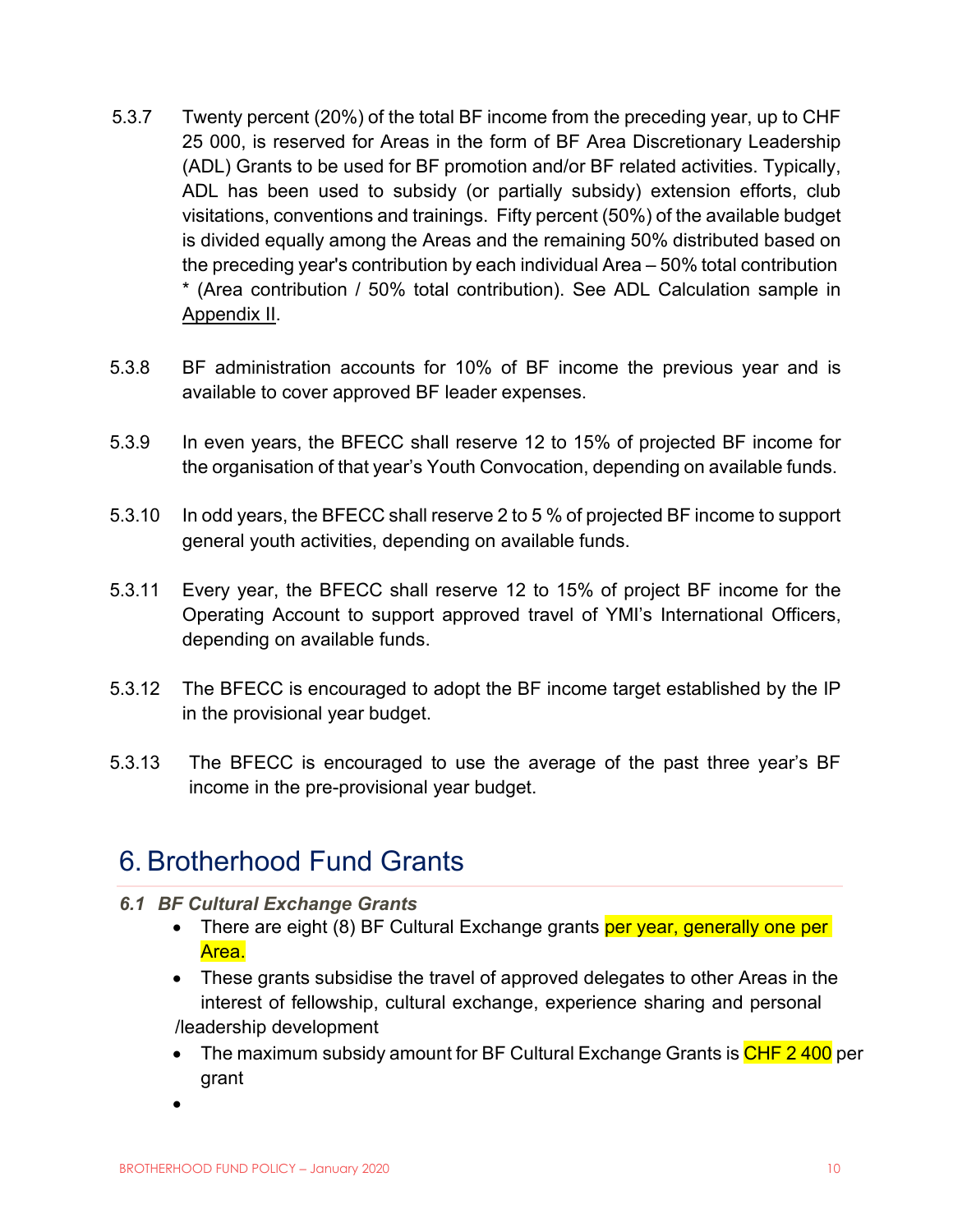5.3.7 Twenty percent (20%) of the total BF income from the preceding year, up to CHF 25 000, is reserved for Areas in the form of BF Area Discretionary Leadership (ADL) Grants to be used for BF promotion and/or BF related activities. Typically, ADL has been used to subsidy (or partially subsidy) extension efforts, club visitations, conventions and trainings. Fifty percent (50%) of the available budget is divided equally among the Areas and the remaining 50% distributed based on the preceding year's contribution by each individual Area – 50% total contribution * (Area contribution / 50% total contribution). See ADL Calculation sample in Appendix II.

5.3.8 BF administration accounts for 10% of BF income the previous year and is available to cover approved BF leader expenses.

5.3.9 In even years, the BFECC shall reserve 12 to 15% of projected BF income for the organisation of that year's Youth Convocation, depending on available funds.

5.3.10 In odd years, the BFECC shall reserve 2 to 5 % of projected BF income to support general youth activities, depending on available funds.

5.3.11 Every year, the BFECC shall reserve 12 to 15% of project BF income for the Operating Account to support approved travel of YMI's International Officers, depending on available funds.

5.3.12 The BFECC is encouraged to adopt the BF income target established by the IP in the provisional year budget.

5.3.13 The BFECC is encouraged to use the average of the past three year's BF income in the pre-provisional year budget.

# 6. Brotherhood Fund Grants

## *6.1 BF Cultural Exchange Grants*

- There are eight (8) BF Cultural Exchange grants per year, generally one per Area.
- These grants subsidise the travel of approved delegates to other Areas in the interest of fellowship, cultural exchange, experience sharing and personal /leadership development
- The maximum subsidy amount for BF Cultural Exchange Grants is CHF 2 400 per grant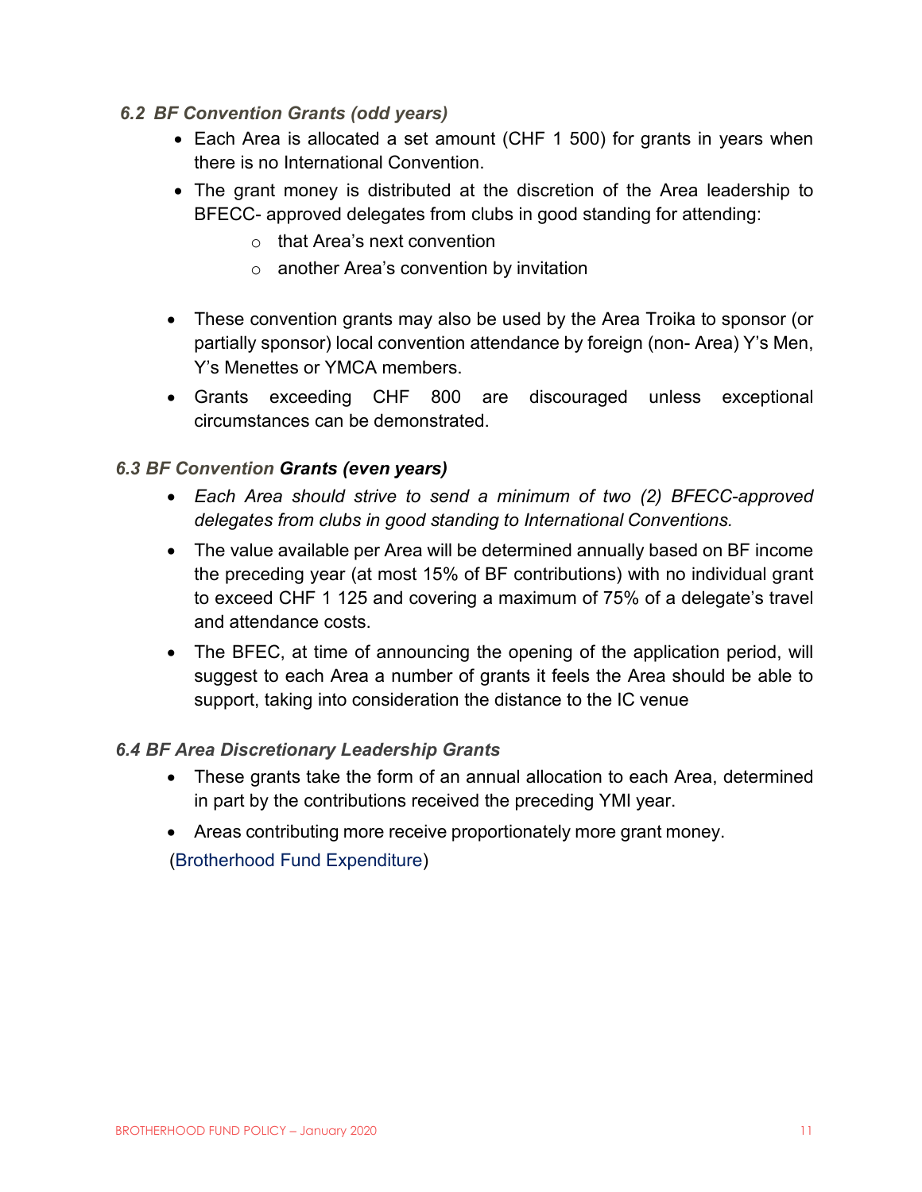### *6.2 BF Convention Grants (odd years)*

- Each Area is allocated a set amount (CHF 1 500) for grants in years when there is no International Convention.
- The grant money is distributed at the discretion of the Area leadership to BFECC- approved delegates from clubs in good standing for attending:
    - that Area's next convention
    - another Area's convention by invitation

- These convention grants may also be used by the Area Troika to sponsor (or partially sponsor) local convention attendance by foreign (non- Area) Y's Men, Y's Menettes or YMCA members.
- Grants exceeding CHF 800 are discouraged unless exceptional circumstances can be demonstrated.

### *6.3 BF Convention Grants (even years)*

- *Each Area should strive to send a minimum of two (2) BFECC-approved delegates from clubs in good standing to International Conventions.*
- The value available per Area will be determined annually based on BF income the preceding year (at most 15% of BF contributions) with no individual grant to exceed CHF 1 125 and covering a maximum of 75% of a delegate's travel and attendance costs.
- The BFEC, at time of announcing the opening of the application period, will suggest to each Area a number of grants it feels the Area should be able to support, taking into consideration the distance to the IC venue

### *6.4 BF Area Discretionary Leadership Grants*

- These grants take the form of an annual allocation to each Area, determined in part by the contributions received the preceding YMI year.
- Areas contributing more receive proportionately more grant money.

(Brotherhood Fund Expenditure)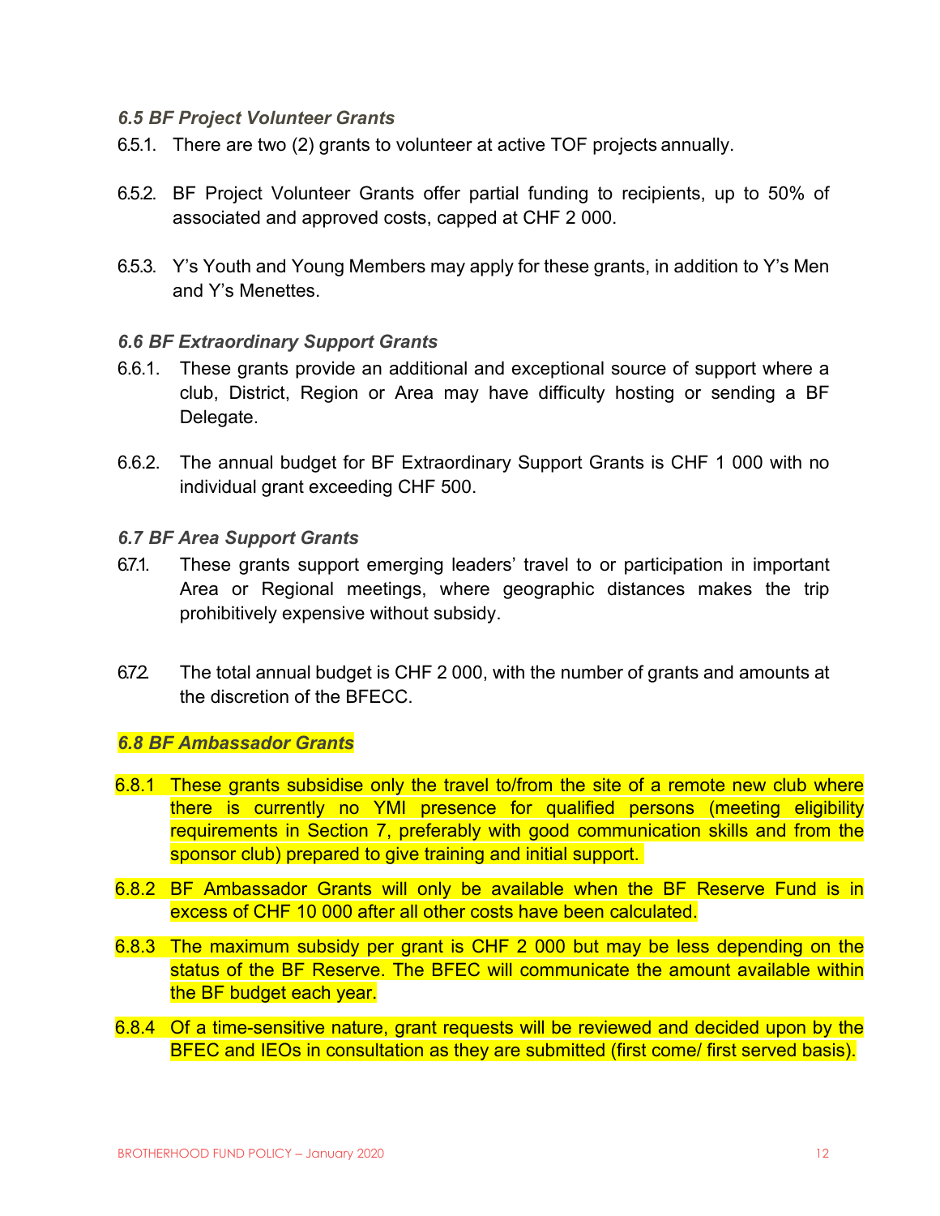### *6.5 BF Project Volunteer Grants*

6.5.1. There are two (2) grants to volunteer at active TOF projects annually.

6.5.2. BF Project Volunteer Grants offer partial funding to recipients, up to 50% of associated and approved costs, capped at CHF 2 000.

6.5.3. Y's Youth and Young Members may apply for these grants, in addition to Y's Men and Y's Menettes.

### *6.6 BF Extraordinary Support Grants*

6.6.1. These grants provide an additional and exceptional source of support where a club, District, Region or Area may have difficulty hosting or sending a BF Delegate.

6.6.2. The annual budget for BF Extraordinary Support Grants is CHF 1 000 with no individual grant exceeding CHF 500.

### *6.7 BF Area Support Grants*

6.7.1. These grants support emerging leaders' travel to or participation in important Area or Regional meetings, where geographic distances makes the trip prohibitively expensive without subsidy.

6.7.2. The total annual budget is CHF 2 000, with the number of grants and amounts at the discretion of the BFECC.

### *6.8 BF Ambassador Grants*

6.8.1 These grants subsidise only the travel to/from the site of a remote new club where there is currently no YMI presence for qualified persons (meeting eligibility requirements in Section 7, preferably with good communication skills and from the sponsor club) prepared to give training and initial support.

6.8.2 BF Ambassador Grants will only be available when the BF Reserve Fund is in excess of CHF 10 000 after all other costs have been calculated.

6.8.3 The maximum subsidy per grant is CHF 2 000 but may be less depending on the status of the BF Reserve. The BFEC will communicate the amount available within the BF budget each year.

6.8.4 Of a time-sensitive nature, grant requests will be reviewed and decided upon by the BFEC and IEOs in consultation as they are submitted (first come/ first served basis).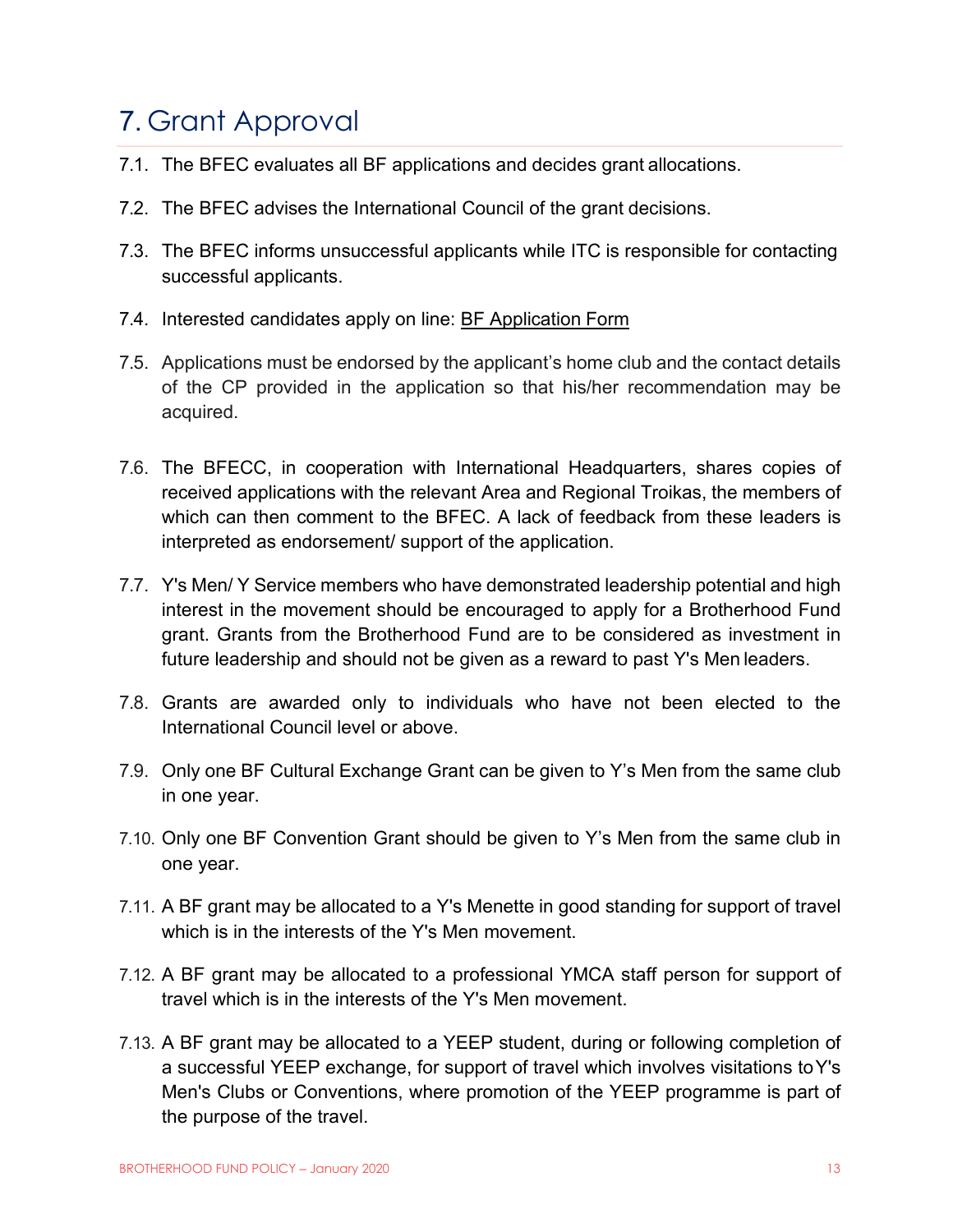# 7. Grant Approval

7.1. The BFEC evaluates all BF applications and decides grant allocations.

7.2. The BFEC advises the International Council of the grant decisions.

7.3. The BFEC informs unsuccessful applicants while ITC is responsible for contacting successful applicants.

7.4. Interested candidates apply on line: BF Application Form

7.5. Applications must be endorsed by the applicant's home club and the contact details of the CP provided in the application so that his/her recommendation may be acquired.

7.6. The BFECC, in cooperation with International Headquarters, shares copies of received applications with the relevant Area and Regional Troikas, the members of which can then comment to the BFEC. A lack of feedback from these leaders is interpreted as endorsement/ support of the application.

7.7. Y's Men/ Y Service members who have demonstrated leadership potential and high interest in the movement should be encouraged to apply for a Brotherhood Fund grant. Grants from the Brotherhood Fund are to be considered as investment in future leadership and should not be given as a reward to past Y's Men leaders.

7.8. Grants are awarded only to individuals who have not been elected to the International Council level or above.

7.9. Only one BF Cultural Exchange Grant can be given to Y's Men from the same club in one year.

7.10. Only one BF Convention Grant should be given to Y's Men from the same club in one year.

7.11. A BF grant may be allocated to a Y's Menette in good standing for support of travel which is in the interests of the Y's Men movement.

7.12. A BF grant may be allocated to a professional YMCA staff person for support of travel which is in the interests of the Y's Men movement.

7.13. A BF grant may be allocated to a YEEP student, during or following completion of a successful YEEP exchange, for support of travel which involves visitations to Y's Men's Clubs or Conventions, where promotion of the YEEP programme is part of the purpose of the travel.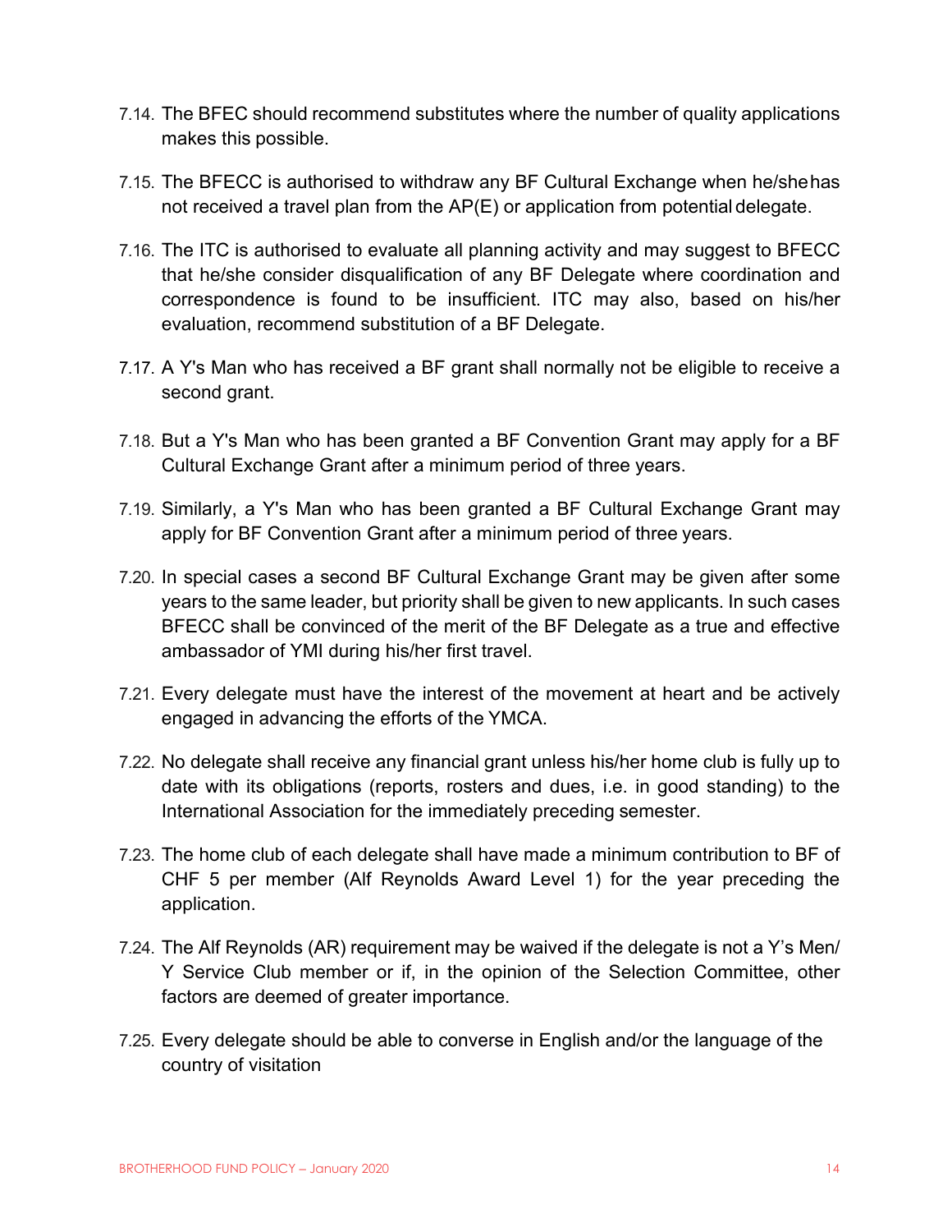7.14. The BFEC should recommend substitutes where the number of quality applications makes this possible.

7.15. The BFECC is authorised to withdraw any BF Cultural Exchange when he/she has not received a travel plan from the AP(E) or application from potential delegate.

7.16. The ITC is authorised to evaluate all planning activity and may suggest to BFECC that he/she consider disqualification of any BF Delegate where coordination and correspondence is found to be insufficient. ITC may also, based on his/her evaluation, recommend substitution of a BF Delegate.

7.17. A Y's Man who has received a BF grant shall normally not be eligible to receive a second grant.

7.18. But a Y's Man who has been granted a BF Convention Grant may apply for a BF Cultural Exchange Grant after a minimum period of three years.

7.19. Similarly, a Y's Man who has been granted a BF Cultural Exchange Grant may apply for BF Convention Grant after a minimum period of three years.

7.20. In special cases a second BF Cultural Exchange Grant may be given after some years to the same leader, but priority shall be given to new applicants. In such cases BFECC shall be convinced of the merit of the BF Delegate as a true and effective ambassador of YMI during his/her first travel.

7.21. Every delegate must have the interest of the movement at heart and be actively engaged in advancing the efforts of the YMCA.

7.22. No delegate shall receive any financial grant unless his/her home club is fully up to date with its obligations (reports, rosters and dues, i.e. in good standing) to the International Association for the immediately preceding semester.

7.23. The home club of each delegate shall have made a minimum contribution to BF of CHF 5 per member (Alf Reynolds Award Level 1) for the year preceding the application.

7.24. The Alf Reynolds (AR) requirement may be waived if the delegate is not a Y's Men/ Y Service Club member or if, in the opinion of the Selection Committee, other factors are deemed of greater importance.

7.25. Every delegate should be able to converse in English and/or the language of the country of visitation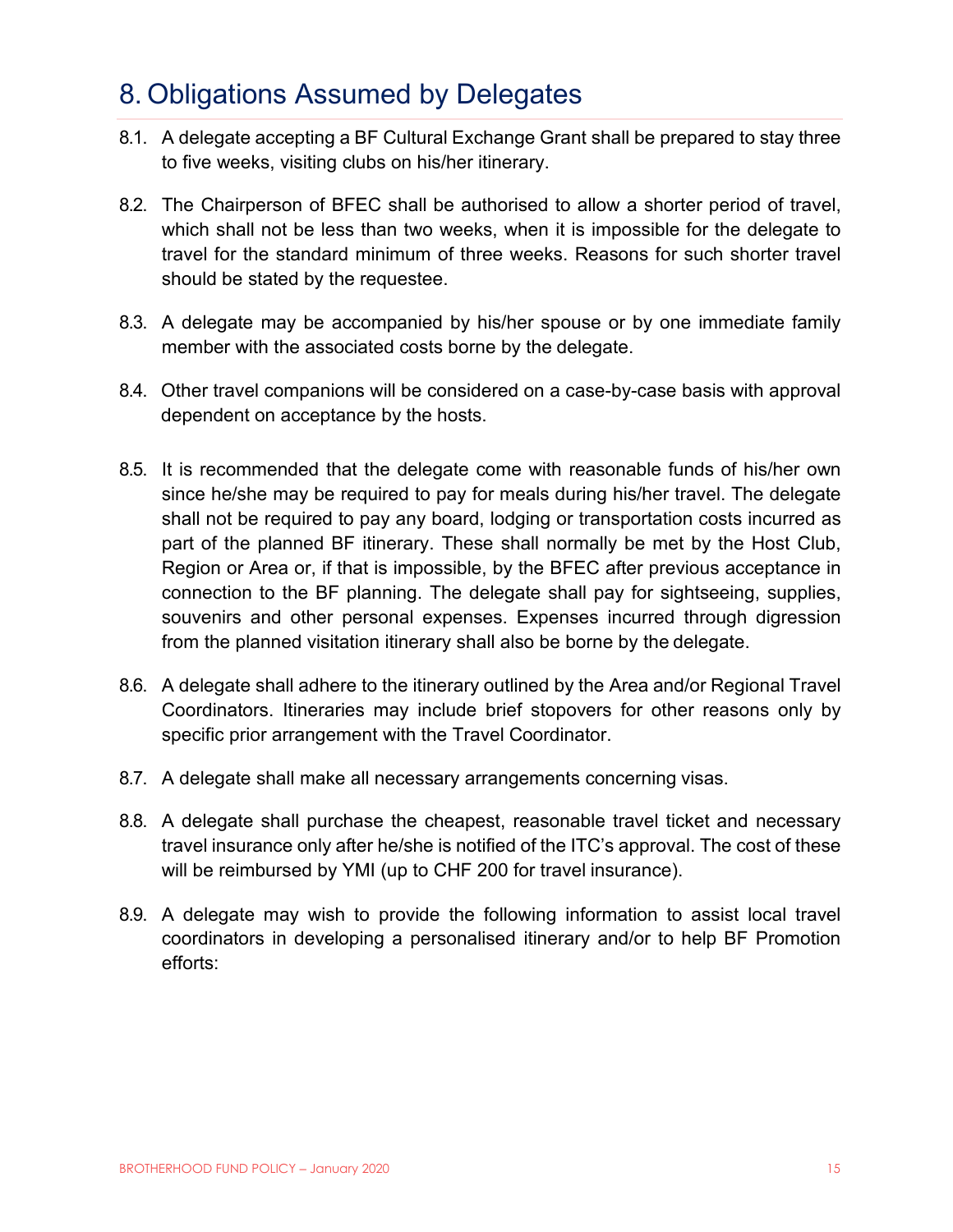# 8. Obligations Assumed by Delegates

8.1. A delegate accepting a BF Cultural Exchange Grant shall be prepared to stay three to five weeks, visiting clubs on his/her itinerary.

8.2. The Chairperson of BFEC shall be authorised to allow a shorter period of travel, which shall not be less than two weeks, when it is impossible for the delegate to travel for the standard minimum of three weeks. Reasons for such shorter travel should be stated by the requestee.

8.3. A delegate may be accompanied by his/her spouse or by one immediate family member with the associated costs borne by the delegate.

8.4. Other travel companions will be considered on a case-by-case basis with approval dependent on acceptance by the hosts.

8.5. It is recommended that the delegate come with reasonable funds of his/her own since he/she may be required to pay for meals during his/her travel. The delegate shall not be required to pay any board, lodging or transportation costs incurred as part of the planned BF itinerary. These shall normally be met by the Host Club, Region or Area or, if that is impossible, by the BFEC after previous acceptance in connection to the BF planning. The delegate shall pay for sightseeing, supplies, souvenirs and other personal expenses. Expenses incurred through digression from the planned visitation itinerary shall also be borne by the delegate.

8.6. A delegate shall adhere to the itinerary outlined by the Area and/or Regional Travel Coordinators. Itineraries may include brief stopovers for other reasons only by specific prior arrangement with the Travel Coordinator.

8.7. A delegate shall make all necessary arrangements concerning visas.

8.8. A delegate shall purchase the cheapest, reasonable travel ticket and necessary travel insurance only after he/she is notified of the ITC's approval. The cost of these will be reimbursed by YMI (up to CHF 200 for travel insurance).

8.9. A delegate may wish to provide the following information to assist local travel coordinators in developing a personalised itinerary and/or to help BF Promotion efforts: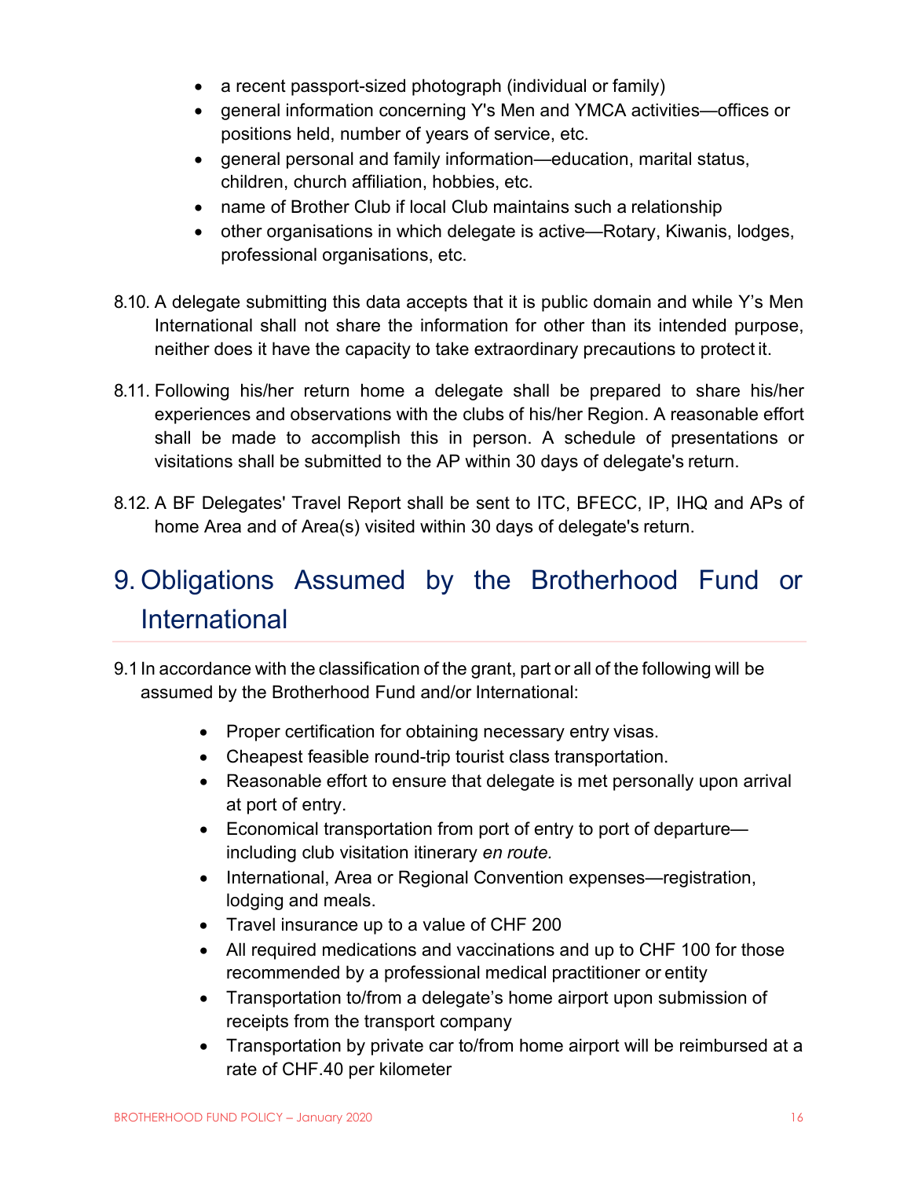- a recent passport-sized photograph (individual or family)
- general information concerning Y's Men and YMCA activities—offices or positions held, number of years of service, etc.
- general personal and family information—education, marital status, children, church affiliation, hobbies, etc.
- name of Brother Club if local Club maintains such a relationship
- other organisations in which delegate is active—Rotary, Kiwanis, lodges, professional organisations, etc.

8.10. A delegate submitting this data accepts that it is public domain and while Y's Men International shall not share the information for other than its intended purpose, neither does it have the capacity to take extraordinary precautions to protect it.

8.11. Following his/her return home a delegate shall be prepared to share his/her experiences and observations with the clubs of his/her Region. A reasonable effort shall be made to accomplish this in person. A schedule of presentations or visitations shall be submitted to the AP within 30 days of delegate's return.

8.12. A BF Delegates' Travel Report shall be sent to ITC, BFECC, IP, IHQ and APs of home Area and of Area(s) visited within 30 days of delegate's return.

## 9. Obligations Assumed by the Brotherhood Fund or International

9.1 In accordance with the classification of the grant, part or all of the following will be assumed by the Brotherhood Fund and/or International:

- Proper certification for obtaining necessary entry visas.
- Cheapest feasible round-trip tourist class transportation.
- Reasonable effort to ensure that delegate is met personally upon arrival at port of entry.
- Economical transportation from port of entry to port of departure—including club visitation itinerary *en route.*
- International, Area or Regional Convention expenses—registration, lodging and meals.
- Travel insurance up to a value of CHF 200
- All required medications and vaccinations and up to CHF 100 for those recommended by a professional medical practitioner or entity
- Transportation to/from a delegate's home airport upon submission of receipts from the transport company
- Transportation by private car to/from home airport will be reimbursed at a rate of CHF.40 per kilometer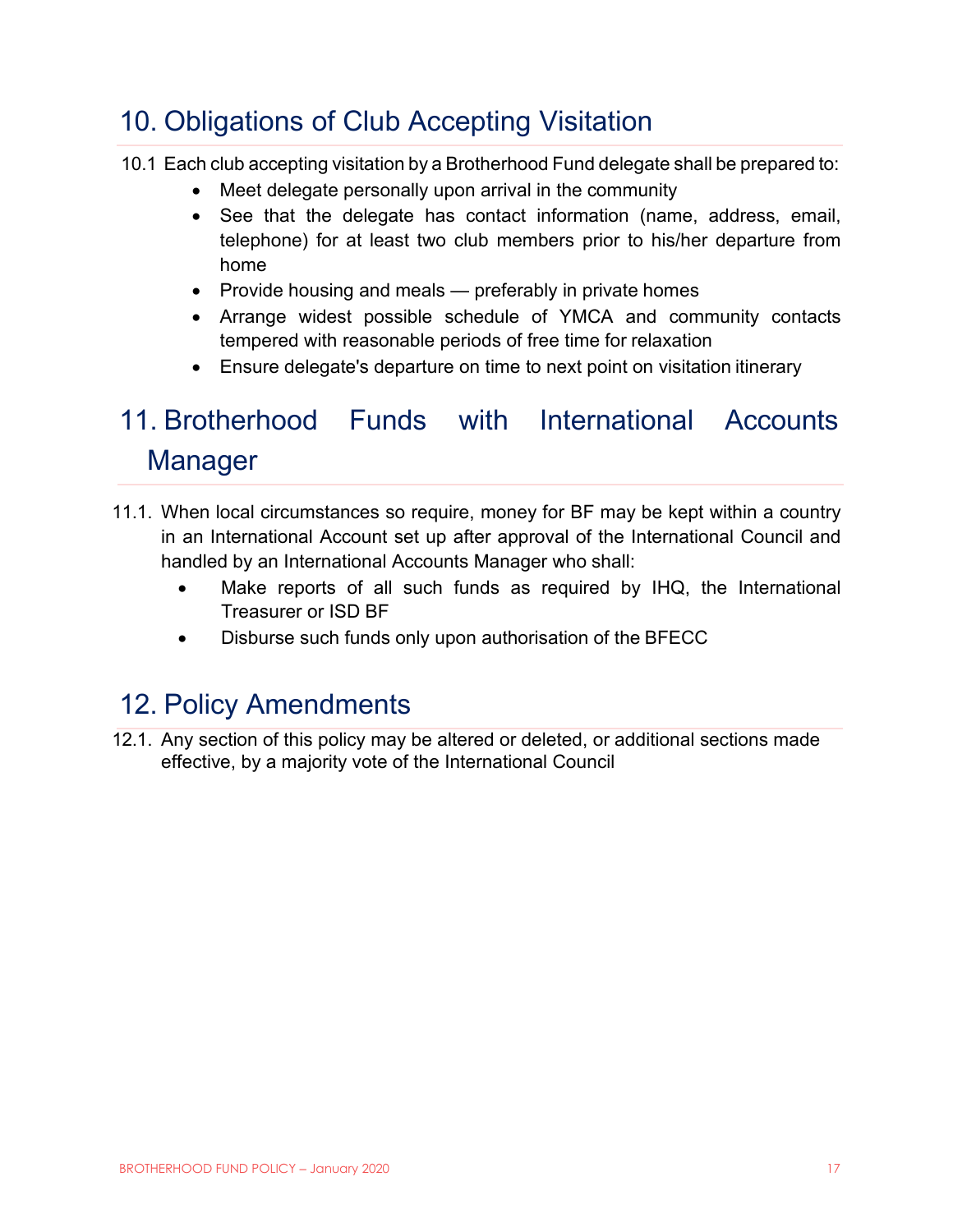## 10. Obligations of Club Accepting Visitation

10.1 Each club accepting visitation by a Brotherhood Fund delegate shall be prepared to:

- Meet delegate personally upon arrival in the community
- See that the delegate has contact information (name, address, email, telephone) for at least two club members prior to his/her departure from home
- Provide housing and meals — preferably in private homes
- Arrange widest possible schedule of YMCA and community contacts tempered with reasonable periods of free time for relaxation
- Ensure delegate's departure on time to next point on visitation itinerary

## 11. Brotherhood Funds with International Accounts Manager

11.1. When local circumstances so require, money for BF may be kept within a country in an International Account set up after approval of the International Council and handled by an International Accounts Manager who shall:

- Make reports of all such funds as required by IHQ, the International Treasurer or ISD BF
- Disburse such funds only upon authorisation of the BFECC

## 12. Policy Amendments

12.1. Any section of this policy may be altered or deleted, or additional sections made effective, by a majority vote of the International Council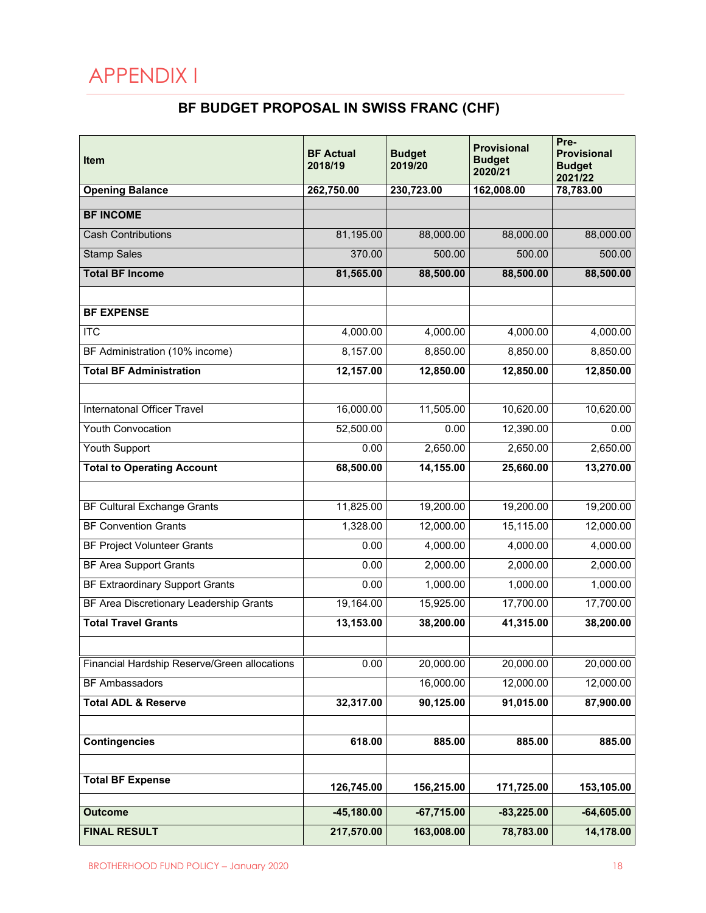# APPENDIX I

## BF BUDGET PROPOSAL IN SWISS FRANC (CHF)

| Item | BF Actual 2018/19 | Budget 2019/20 | Provisional Budget 2020/21 | Pre-Provisional Budget 2021/22 |
|---|---|---|---|---|
| **Opening Balance** | **262,750.00** | **230,723.00** | **162,008.00** | **78,783.00** |
| | | | | |
| **BF INCOME** | | | | |
| Cash Contributions | 81,195.00 | 88,000.00 | 88,000.00 | 88,000.00 |
| Stamp Sales | 370.00 | 500.00 | 500.00 | 500.00 |
| **Total BF Income** | **81,565.00** | **88,500.00** | **88,500.00** | **88,500.00** |
| | | | | |
| **BF EXPENSE** | | | | |
| ITC | 4,000.00 | 4,000.00 | 4,000.00 | 4,000.00 |
| BF Administration (10% income) | 8,157.00 | 8,850.00 | 8,850.00 | 8,850.00 |
| **Total BF Administration** | **12,157.00** | **12,850.00** | **12,850.00** | **12,850.00** |
| | | | | |
| Internatonal Officer Travel | 16,000.00 | 11,505.00 | 10,620.00 | 10,620.00 |
| Youth Convocation | 52,500.00 | 0.00 | 12,390.00 | 0.00 |
| Youth Support | 0.00 | 2,650.00 | 2,650.00 | 2,650.00 |
| **Total to Operating Account** | **68,500.00** | **14,155.00** | **25,660.00** | **13,270.00** |
| | | | | |
| BF Cultural Exchange Grants | 11,825.00 | 19,200.00 | 19,200.00 | 19,200.00 |
| BF Convention Grants | 1,328.00 | 12,000.00 | 15,115.00 | 12,000.00 |
| BF Project Volunteer Grants | 0.00 | 4,000.00 | 4,000.00 | 4,000.00 |
| BF Area Support Grants | 0.00 | 2,000.00 | 2,000.00 | 2,000.00 |
| BF Extraordinary Support Grants | 0.00 | 1,000.00 | 1,000.00 | 1,000.00 |
| BF Area Discretionary Leadership Grants | 19,164.00 | 15,925.00 | 17,700.00 | 17,700.00 |
| **Total Travel Grants** | **13,153.00** | **38,200.00** | **41,315.00** | **38,200.00** |
| | | | | |
| Financial Hardship Reserve/Green allocations | 0.00 | 20,000.00 | 20,000.00 | 20,000.00 |
| BF Ambassadors | | 16,000.00 | 12,000.00 | 12,000.00 |
| **Total ADL & Reserve** | **32,317.00** | **90,125.00** | **91,015.00** | **87,900.00** |
| | | | | |
| **Contingencies** | **618.00** | **885.00** | **885.00** | **885.00** |
| | | | | |
| **Total BF Expense** | **126,745.00** | **156,215.00** | **171,725.00** | **153,105.00** |
| | | | | |
| **Outcome** | **-45,180.00** | **-67,715.00** | **-83,225.00** | **-64,605.00** |
| **FINAL RESULT** | **217,570.00** | **163,008.00** | **78,783.00** | **14,178.00** |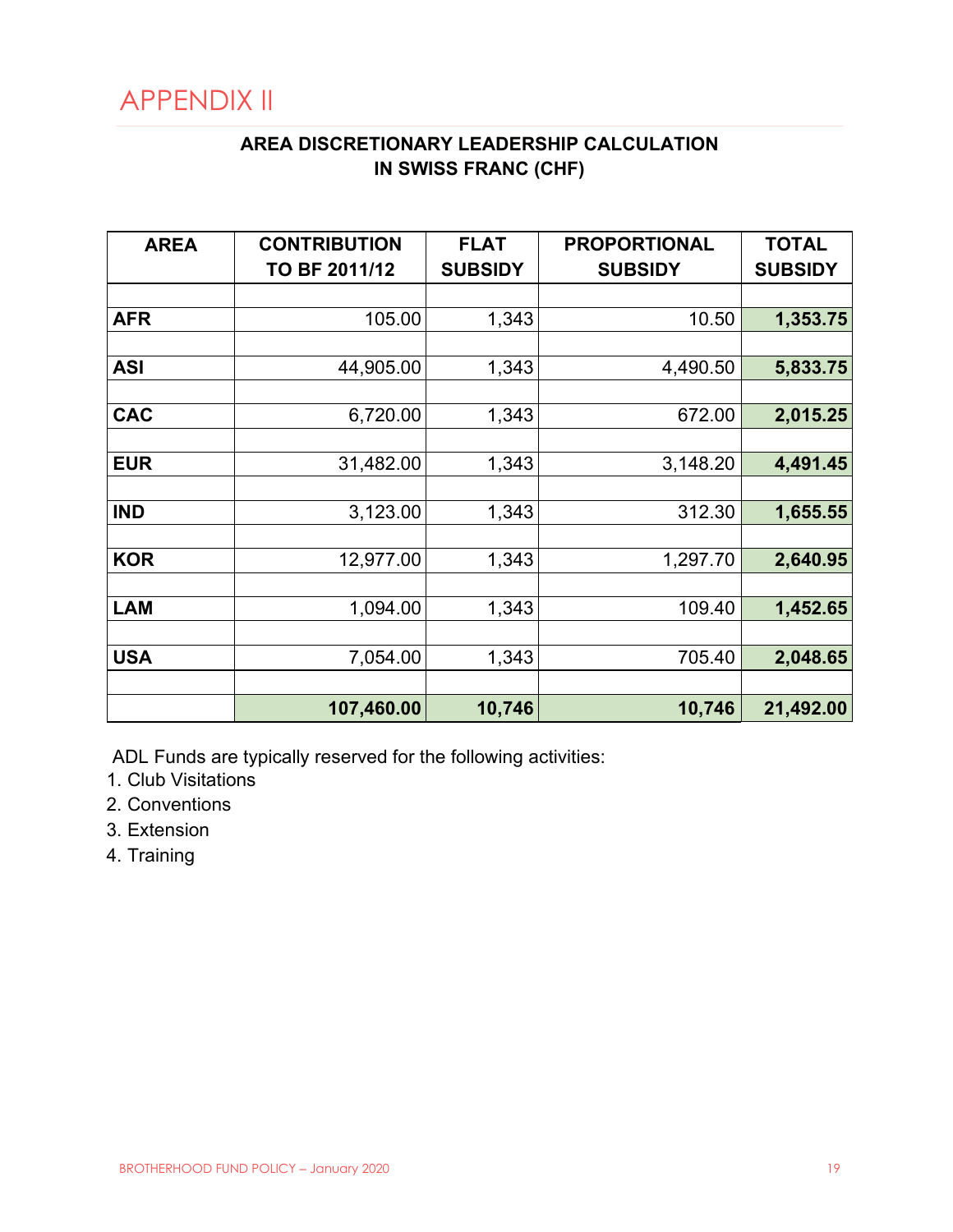# APPENDIX II

**AREA DISCRETIONARY LEADERSHIP CALCULATION IN SWISS FRANC (CHF)**

| AREA | CONTRIBUTION TO BF 2011/12 | FLAT SUBSIDY | PROPORTIONAL SUBSIDY | TOTAL SUBSIDY |
|---|---|---|---|---|
| AFR | 105.00 | 1,343 | 10.50 | **1,353.75** |
| ASI | 44,905.00 | 1,343 | 4,490.50 | **5,833.75** |
| CAC | 6,720.00 | 1,343 | 672.00 | **2,015.25** |
| EUR | 31,482.00 | 1,343 | 3,148.20 | **4,491.45** |
| IND | 3,123.00 | 1,343 | 312.30 | **1,655.55** |
| KOR | 12,977.00 | 1,343 | 1,297.70 | **2,640.95** |
| LAM | 1,094.00 | 1,343 | 109.40 | **1,452.65** |
| USA | 7,054.00 | 1,343 | 705.40 | **2,048.65** |
| | **107,460.00** | **10,746** | **10,746** | **21,492.00** |

ADL Funds are typically reserved for the following activities:

1. Club Visitations
2. Conventions
3. Extension
4. Training